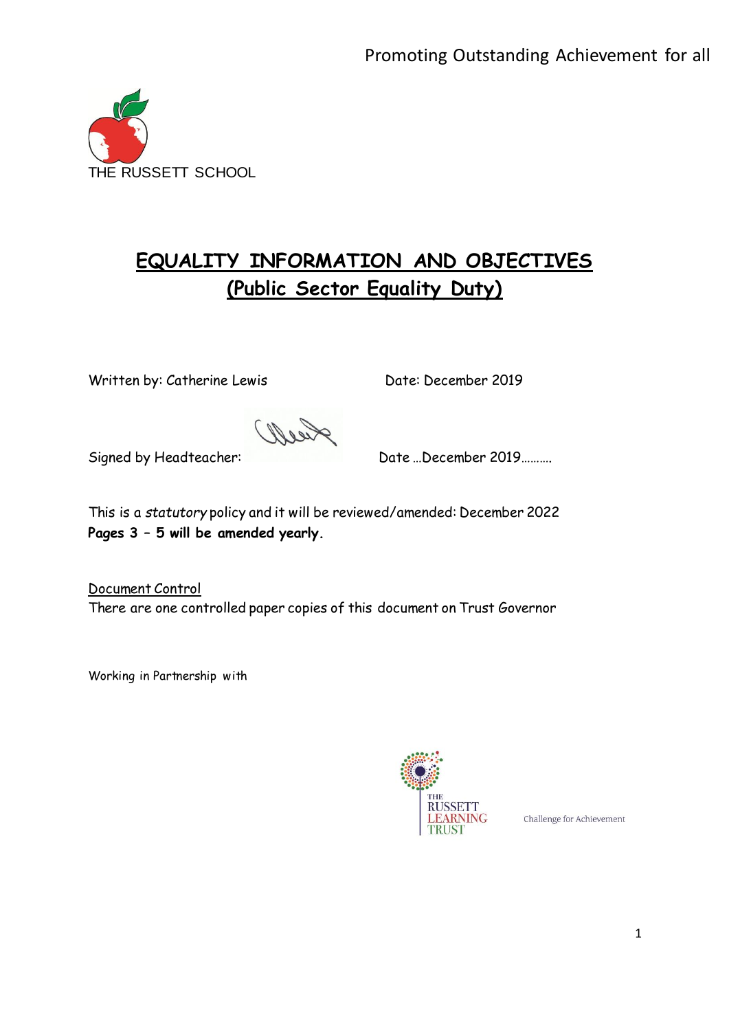Promoting Outstanding Achievement for all

THE RUSSETT SCHOOL

# EQUALITY INFORMATION AND OBJECTIVES

## (Public Sector Equality Duty)

Written by: Catherine Lewis Date: December 2019

Signed by Headteacher: Date …December 2019……….

This is a *statutory* policy and it will be reviewed/amended: December 2022

**Pages 3 – 5 will be amended yearly.**

Document Control

There are one controlled paper copies of this document on Trust Governor

Working in Partnership with

THE RUSSETT LEARNING TRUST

Challenge for Achievement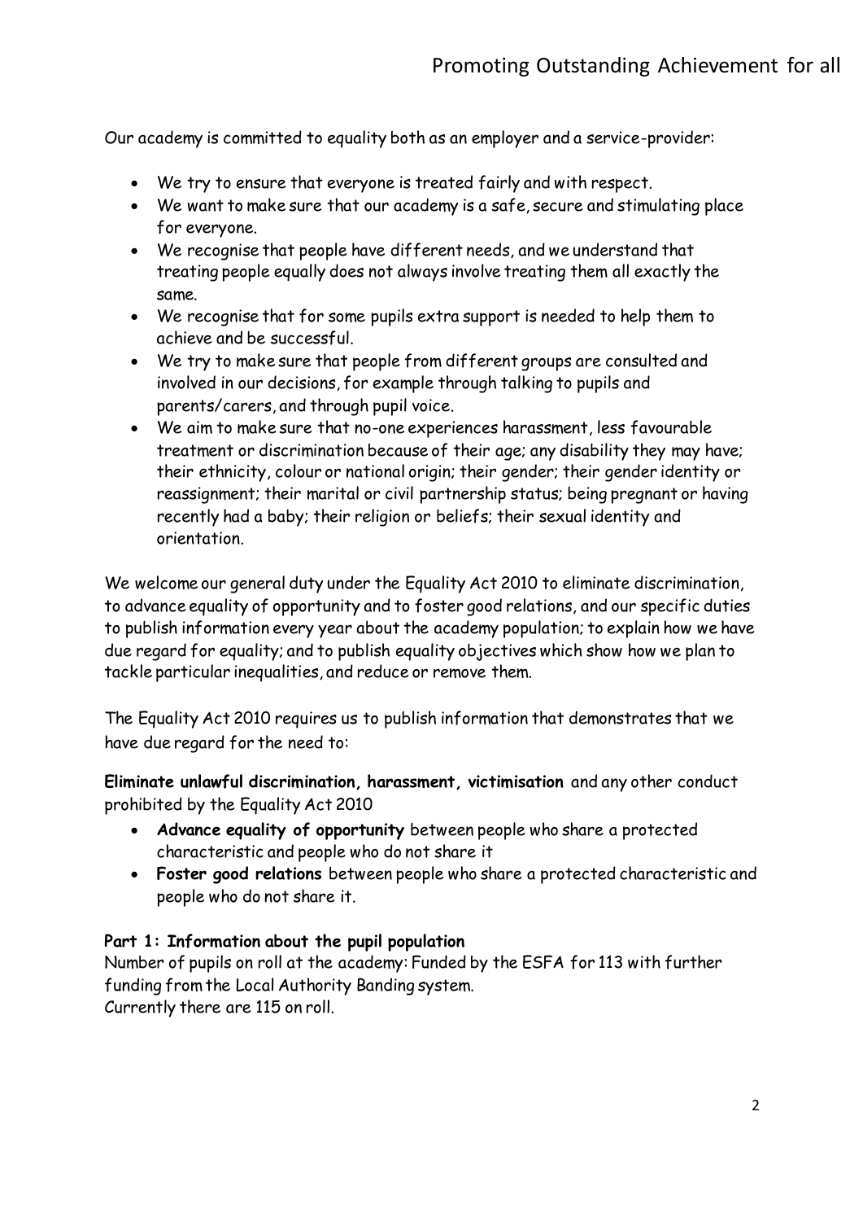Our academy is committed to equality both as an employer and a service-provider:

- We try to ensure that everyone is treated fairly and with respect.
- We want to make sure that our academy is a safe, secure and stimulating place for everyone.
- We recognise that people have different needs, and we understand that treating people equally does not always involve treating them all exactly the same.
- We recognise that for some pupils extra support is needed to help them to achieve and be successful.
- We try to make sure that people from different groups are consulted and involved in our decisions, for example through talking to pupils and parents/carers, and through pupil voice.
- We aim to make sure that no-one experiences harassment, less favourable treatment or discrimination because of their age; any disability they may have; their ethnicity, colour or national origin; their gender; their gender identity or reassignment; their marital or civil partnership status; being pregnant or having recently had a baby; their religion or beliefs; their sexual identity and orientation.

We welcome our general duty under the Equality Act 2010 to eliminate discrimination, to advance equality of opportunity and to foster good relations, and our specific duties to publish information every year about the academy population; to explain how we have due regard for equality; and to publish equality objectives which show how we plan to tackle particular inequalities, and reduce or remove them.

The Equality Act 2010 requires us to publish information that demonstrates that we have due regard for the need to:

**Eliminate unlawful discrimination, harassment, victimisation** and any other conduct prohibited by the Equality Act 2010

- **Advance equality of opportunity** between people who share a protected characteristic and people who do not share it
- **Foster good relations** between people who share a protected characteristic and people who do not share it.

**Part 1: Information about the pupil population**

Number of pupils on roll at the academy: Funded by the ESFA for 113 with further funding from the Local Authority Banding system.
Currently there are 115 on roll.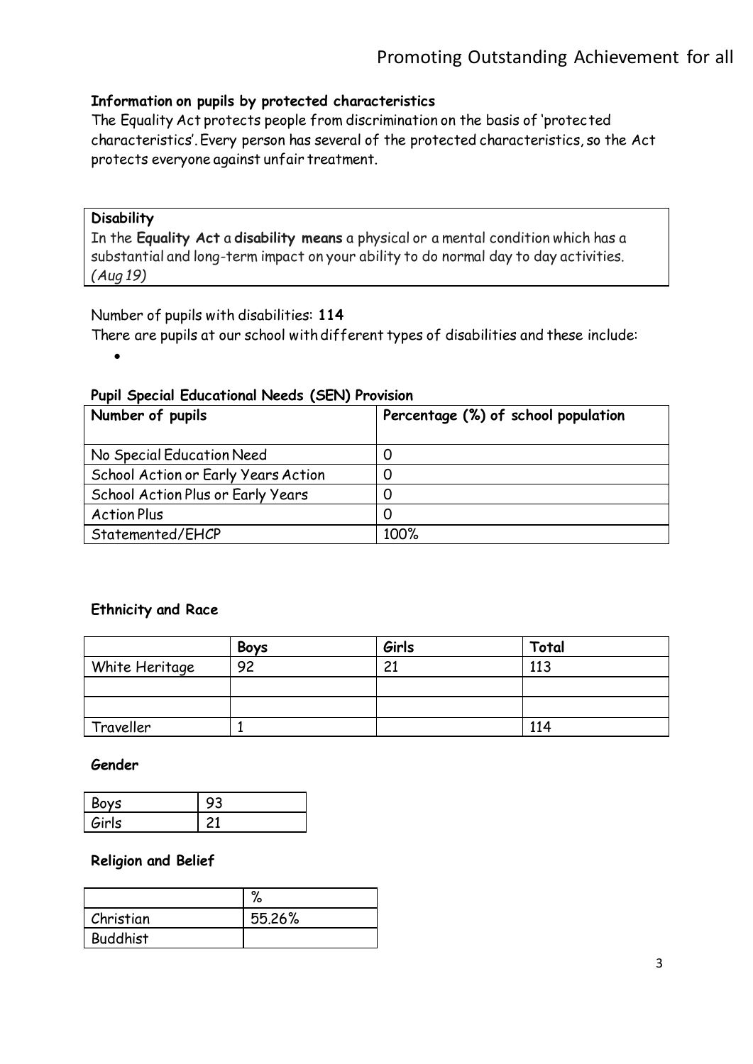**Information on pupils by protected characteristics**

The Equality Act protects people from discrimination on the basis of 'protected characteristics'. Every person has several of the protected characteristics, so the Act protects everyone against unfair treatment.

| **Disability** |
|---|
| In the **Equality Act** a **disability means** a physical or a mental condition which has a substantial and long-term impact on your ability to do normal day to day activities. *(Aug 19)* |

Number of pupils with disabilities: **114**

There are pupils at our school with different types of disabilities and these include:

- 

**Pupil Special Educational Needs (SEN) Provision**

| **Number of pupils** | **Percentage (%) of school population** |
|---|---|
| No Special Education Need | 0 |
| School Action or Early Years Action | 0 |
| School Action Plus or Early Years | 0 |
| Action Plus | 0 |
| Statemented/EHCP | 100% |

**Ethnicity and Race**

| | **Boys** | **Girls** | **Total** |
|---|---|---|---|
| White Heritage | 92 | 21 | 113 |
| | | | |
| | | | |
| Traveller | 1 | | 114 |

**Gender**

| | |
|---|---|
| Boys | 93 |
| Girls | 21 |

**Religion and Belief**

| | % |
|---|---|
| Christian | 55.26% |
| Buddhist | |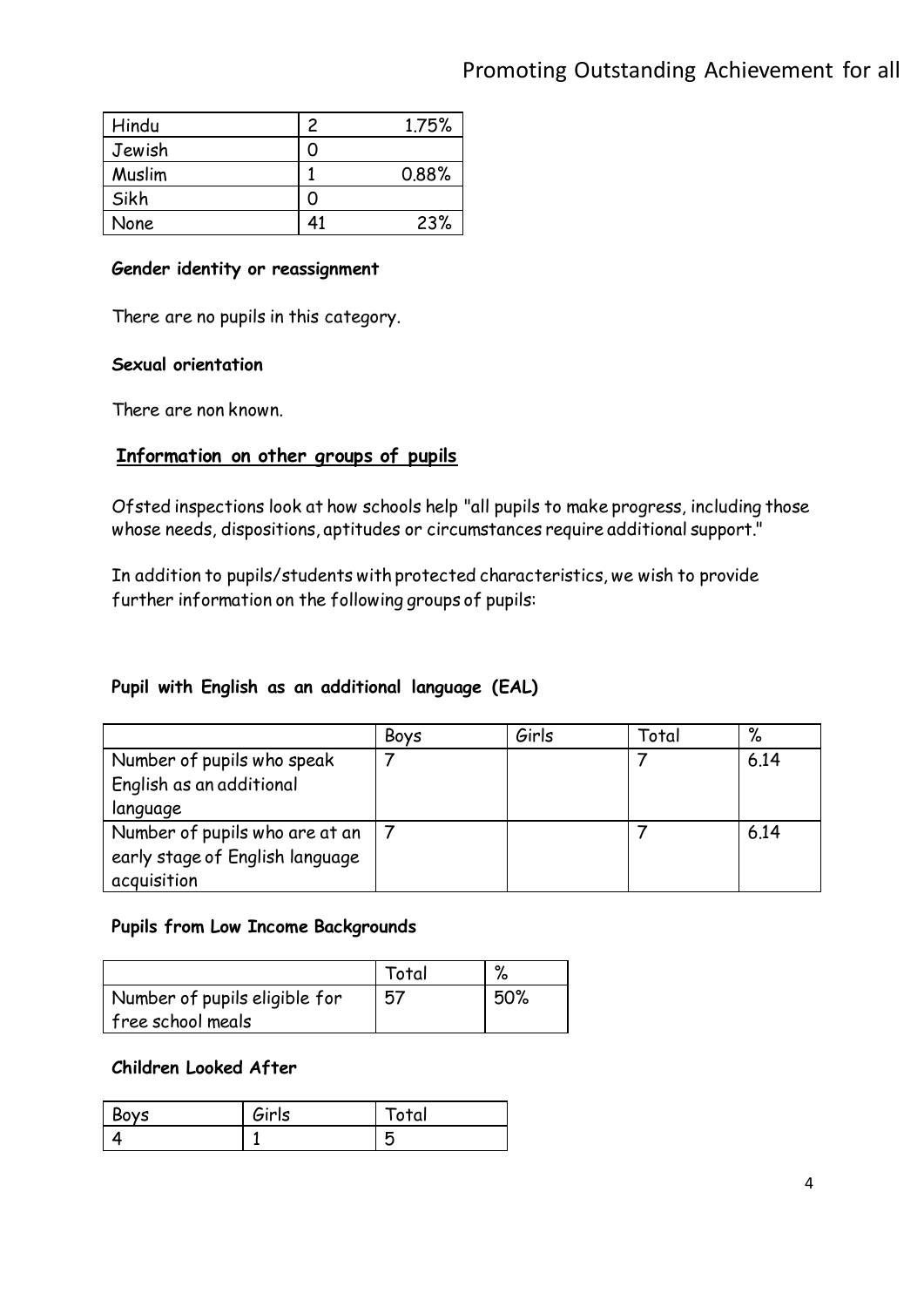| Hindu | 2 | 1.75% |
|---|---|---|
| Jewish | 0 | |
| Muslim | 1 | 0.88% |
| Sikh | 0 | |
| None | 41 | 23% |

**Gender identity or reassignment**

There are no pupils in this category.

**Sexual orientation**

There are non known.

## Information on other groups of pupils

Ofsted inspections look at how schools help "all pupils to make progress, including those whose needs, dispositions, aptitudes or circumstances require additional support."

In addition to pupils/students with protected characteristics, we wish to provide further information on the following groups of pupils:

**Pupil with English as an additional language (EAL)**

| | Boys | Girls | Total | % |
|---|---|---|---|---|
| Number of pupils who speak English as an additional language | 7 | | 7 | 6.14 |
| Number of pupils who are at an early stage of English language acquisition | 7 | | 7 | 6.14 |

**Pupils from Low Income Backgrounds**

| | Total | % |
|---|---|---|
| Number of pupils eligible for free school meals | 57 | 50% |

**Children Looked After**

| Boys | Girls | Total |
|---|---|---|
| 4 | 1 | 5 |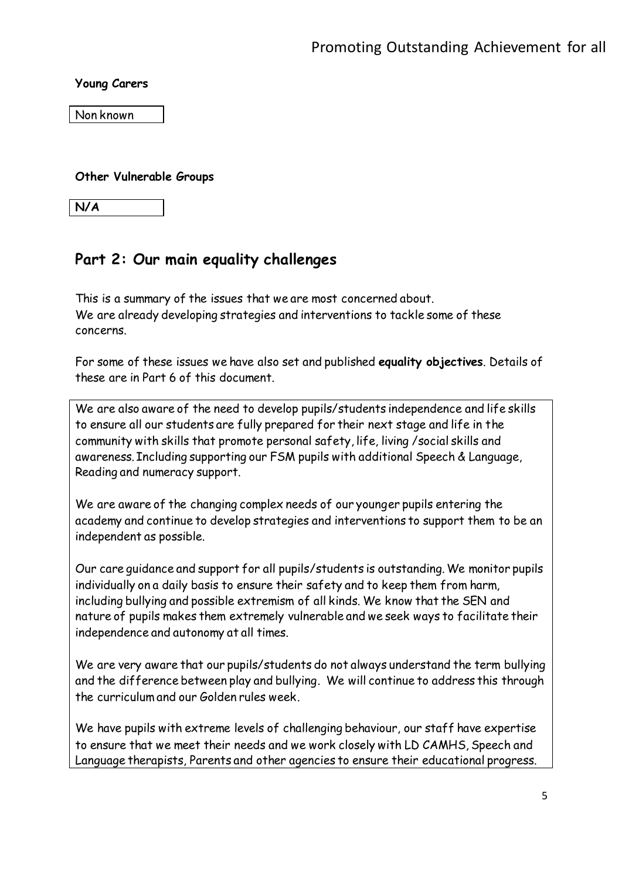**Young Carers**

Non known

**Other Vulnerable Groups**

**N/A**

## Part 2: Our main equality challenges

This is a summary of the issues that we are most concerned about.
We are already developing strategies and interventions to tackle some of these concerns.

For some of these issues we have also set and published **equality objectives**. Details of these are in Part 6 of this document.

We are also aware of the need to develop pupils/students independence and life skills to ensure all our students are fully prepared for their next stage and life in the community with skills that promote personal safety, life, living /social skills and awareness. Including supporting our FSM pupils with additional Speech & Language, Reading and numeracy support.

We are aware of the changing complex needs of our younger pupils entering the academy and continue to develop strategies and interventions to support them to be an independent as possible.

Our care guidance and support for all pupils/students is outstanding. We monitor pupils individually on a daily basis to ensure their safety and to keep them from harm, including bullying and possible extremism of all kinds. We know that the SEN and nature of pupils makes them extremely vulnerable and we seek ways to facilitate their independence and autonomy at all times.

We are very aware that our pupils/students do not always understand the term bullying and the difference between play and bullying. We will continue to address this through the curriculum and our Golden rules week.

We have pupils with extreme levels of challenging behaviour, our staff have expertise to ensure that we meet their needs and we work closely with LD CAMHS, Speech and Language therapists, Parents and other agencies to ensure their educational progress.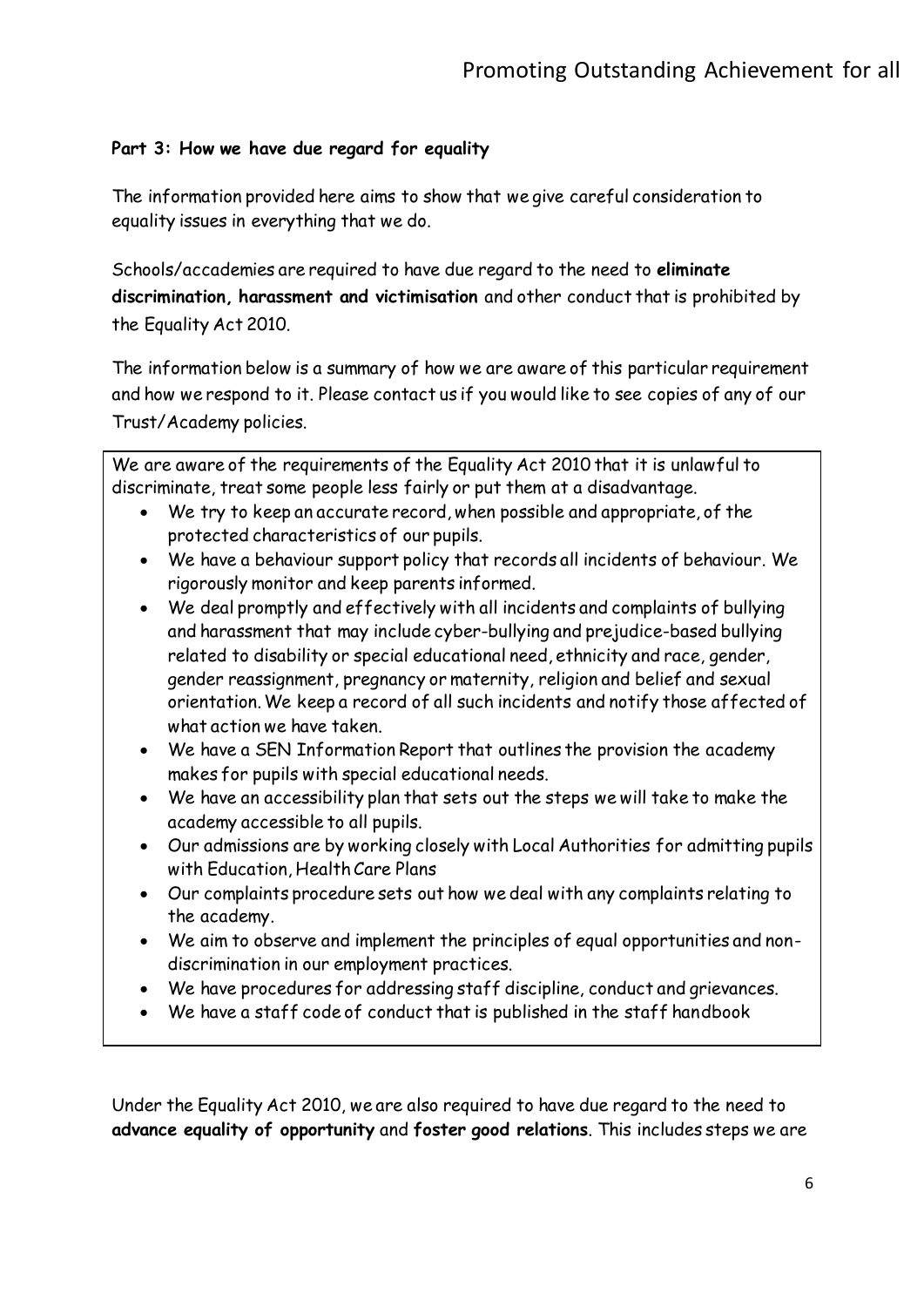**Part 3: How we have due regard for equality**

The information provided here aims to show that we give careful consideration to equality issues in everything that we do.

Schools/accademies are required to have due regard to the need to **eliminate discrimination, harassment and victimisation** and other conduct that is prohibited by the Equality Act 2010.

The information below is a summary of how we are aware of this particular requirement and how we respond to it. Please contact us if you would like to see copies of any of our Trust/Academy policies.

We are aware of the requirements of the Equality Act 2010 that it is unlawful to discriminate, treat some people less fairly or put them at a disadvantage.

- We try to keep an accurate record, when possible and appropriate, of the protected characteristics of our pupils.
- We have a behaviour support policy that records all incidents of behaviour. We rigorously monitor and keep parents informed.
- We deal promptly and effectively with all incidents and complaints of bullying and harassment that may include cyber-bullying and prejudice-based bullying related to disability or special educational need, ethnicity and race, gender, gender reassignment, pregnancy or maternity, religion and belief and sexual orientation. We keep a record of all such incidents and notify those affected of what action we have taken.
- We have a SEN Information Report that outlines the provision the academy makes for pupils with special educational needs.
- We have an accessibility plan that sets out the steps we will take to make the academy accessible to all pupils.
- Our admissions are by working closely with Local Authorities for admitting pupils with Education, Health Care Plans
- Our complaints procedure sets out how we deal with any complaints relating to the academy.
- We aim to observe and implement the principles of equal opportunities and non-discrimination in our employment practices.
- We have procedures for addressing staff discipline, conduct and grievances.
- We have a staff code of conduct that is published in the staff handbook

Under the Equality Act 2010, we are also required to have due regard to the need to **advance equality of opportunity** and **foster good relations**. This includes steps we are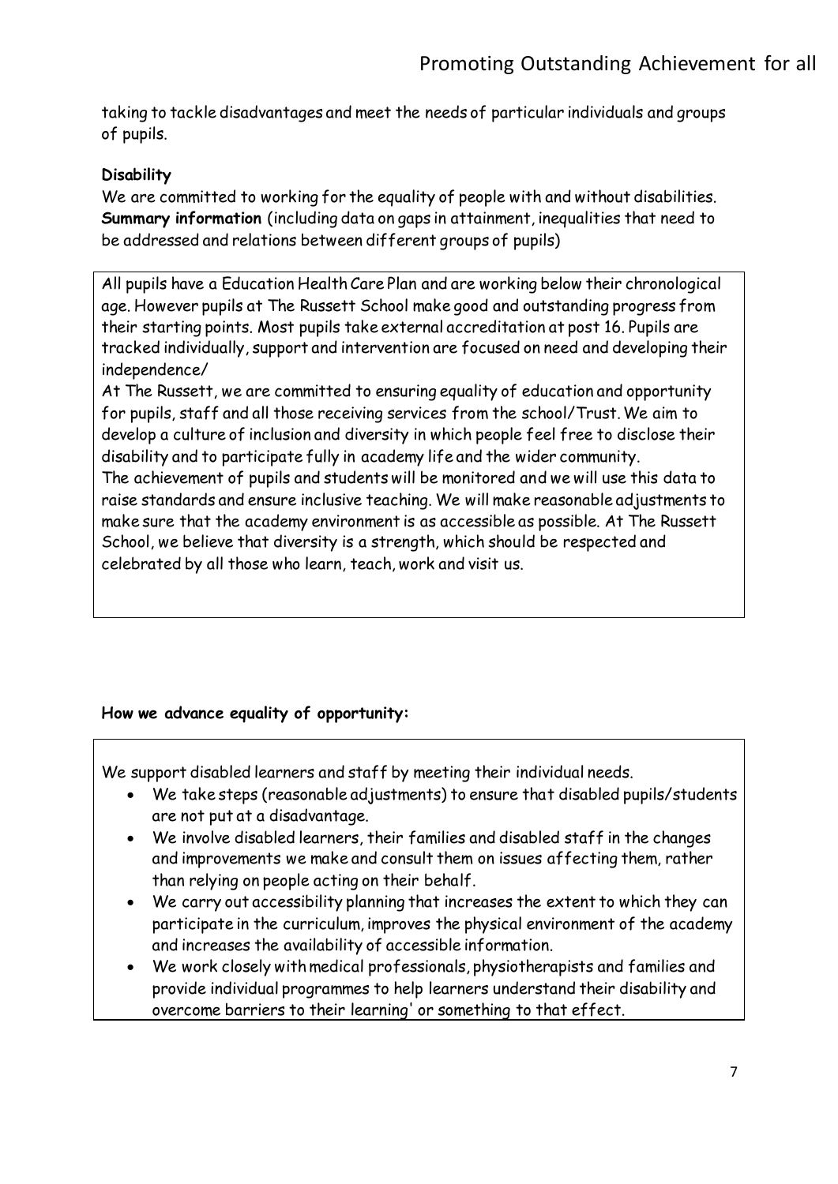taking to tackle disadvantages and meet the needs of particular individuals and groups of pupils.

**Disability**

We are committed to working for the equality of people with and without disabilities.
**Summary information** (including data on gaps in attainment, inequalities that need to be addressed and relations between different groups of pupils)

All pupils have a Education Health Care Plan and are working below their chronological age. However pupils at The Russett School make good and outstanding progress from their starting points. Most pupils take external accreditation at post 16. Pupils are tracked individually, support and intervention are focused on need and developing their independence/

At The Russett, we are committed to ensuring equality of education and opportunity for pupils, staff and all those receiving services from the school/Trust. We aim to develop a culture of inclusion and diversity in which people feel free to disclose their disability and to participate fully in academy life and the wider community.

The achievement of pupils and students will be monitored and we will use this data to raise standards and ensure inclusive teaching. We will make reasonable adjustments to make sure that the academy environment is as accessible as possible. At The Russett School, we believe that diversity is a strength, which should be respected and celebrated by all those who learn, teach, work and visit us.

**How we advance equality of opportunity:**

We support disabled learners and staff by meeting their individual needs.

- We take steps (reasonable adjustments) to ensure that disabled pupils/students are not put at a disadvantage.
- We involve disabled learners, their families and disabled staff in the changes and improvements we make and consult them on issues affecting them, rather than relying on people acting on their behalf.
- We carry out accessibility planning that increases the extent to which they can participate in the curriculum, improves the physical environment of the academy and increases the availability of accessible information.
- We work closely with medical professionals, physiotherapists and families and provide individual programmes to help learners understand their disability and overcome barriers to their learning' or something to that effect.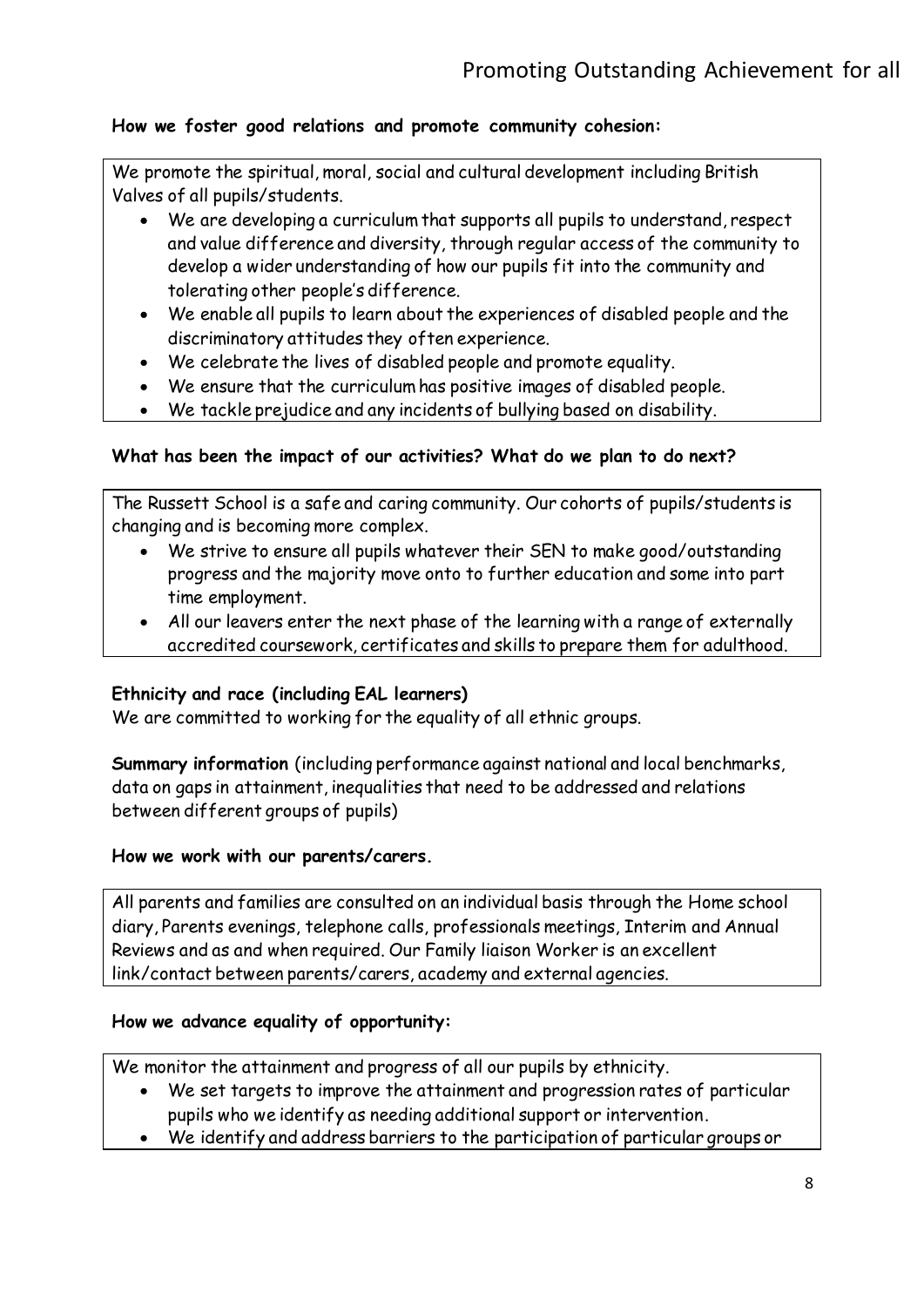**How we foster good relations and promote community cohesion:**

We promote the spiritual, moral, social and cultural development including British Valves of all pupils/students.

- We are developing a curriculum that supports all pupils to understand, respect and value difference and diversity, through regular access of the community to develop a wider understanding of how our pupils fit into the community and tolerating other people's difference.
- We enable all pupils to learn about the experiences of disabled people and the discriminatory attitudes they often experience.
- We celebrate the lives of disabled people and promote equality.
- We ensure that the curriculum has positive images of disabled people.
- We tackle prejudice and any incidents of bullying based on disability.

**What has been the impact of our activities? What do we plan to do next?**

The Russett School is a safe and caring community. Our cohorts of pupils/students is changing and is becoming more complex.

- We strive to ensure all pupils whatever their SEN to make good/outstanding progress and the majority move onto to further education and some into part time employment.
- All our leavers enter the next phase of the learning with a range of externally accredited coursework, certificates and skills to prepare them for adulthood.

**Ethnicity and race (including EAL learners)**

We are committed to working for the equality of all ethnic groups.

**Summary information** (including performance against national and local benchmarks, data on gaps in attainment, inequalities that need to be addressed and relations between different groups of pupils)

**How we work with our parents/carers.**

All parents and families are consulted on an individual basis through the Home school diary, Parents evenings, telephone calls, professionals meetings, Interim and Annual Reviews and as and when required. Our Family liaison Worker is an excellent link/contact between parents/carers, academy and external agencies.

**How we advance equality of opportunity:**

We monitor the attainment and progress of all our pupils by ethnicity.

- We set targets to improve the attainment and progression rates of particular pupils who we identify as needing additional support or intervention.
- We identify and address barriers to the participation of particular groups or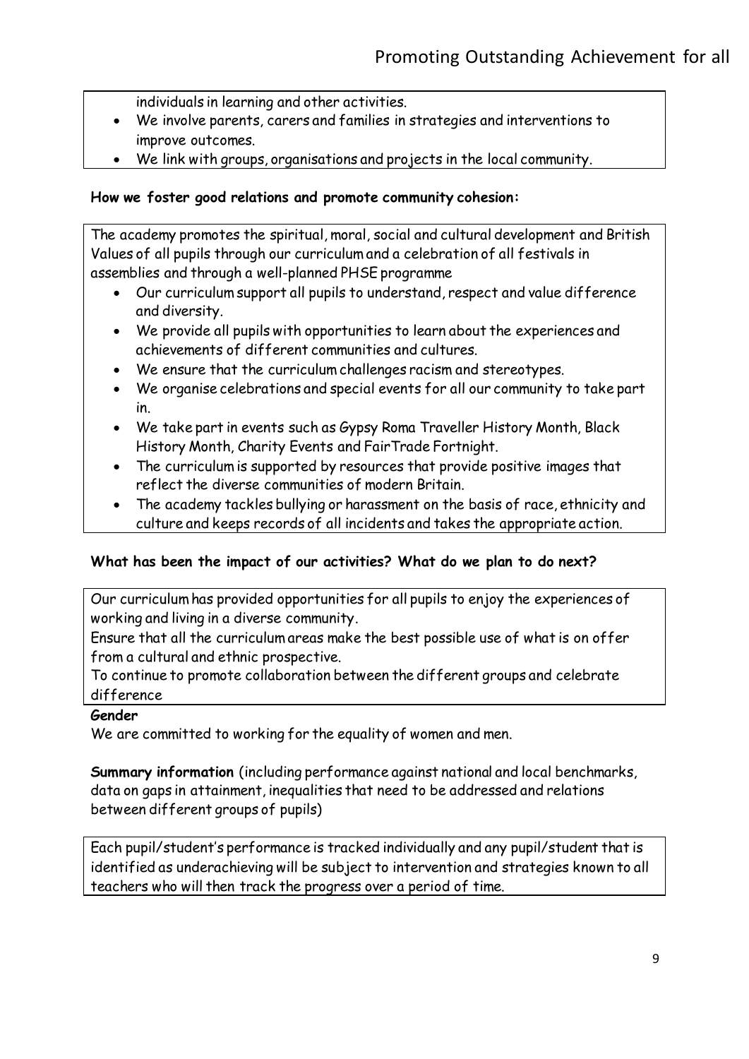individuals in learning and other activities.

- We involve parents, carers and families in strategies and interventions to improve outcomes.
- We link with groups, organisations and projects in the local community.

**How we foster good relations and promote community cohesion:**

The academy promotes the spiritual, moral, social and cultural development and British Values of all pupils through our curriculum and a celebration of all festivals in assemblies and through a well-planned PHSE programme

- Our curriculum support all pupils to understand, respect and value difference and diversity.
- We provide all pupils with opportunities to learn about the experiences and achievements of different communities and cultures.
- We ensure that the curriculum challenges racism and stereotypes.
- We organise celebrations and special events for all our community to take part in.
- We take part in events such as Gypsy Roma Traveller History Month, Black History Month, Charity Events and FairTrade Fortnight.
- The curriculum is supported by resources that provide positive images that reflect the diverse communities of modern Britain.
- The academy tackles bullying or harassment on the basis of race, ethnicity and culture and keeps records of all incidents and takes the appropriate action.

**What has been the impact of our activities? What do we plan to do next?**

Our curriculum has provided opportunities for all pupils to enjoy the experiences of working and living in a diverse community.

Ensure that all the curriculum areas make the best possible use of what is on offer from a cultural and ethnic prospective.

To continue to promote collaboration between the different groups and celebrate difference

**Gender**

We are committed to working for the equality of women and men.

**Summary information** (including performance against national and local benchmarks, data on gaps in attainment, inequalities that need to be addressed and relations between different groups of pupils)

Each pupil/student's performance is tracked individually and any pupil/student that is identified as underachieving will be subject to intervention and strategies known to all teachers who will then track the progress over a period of time.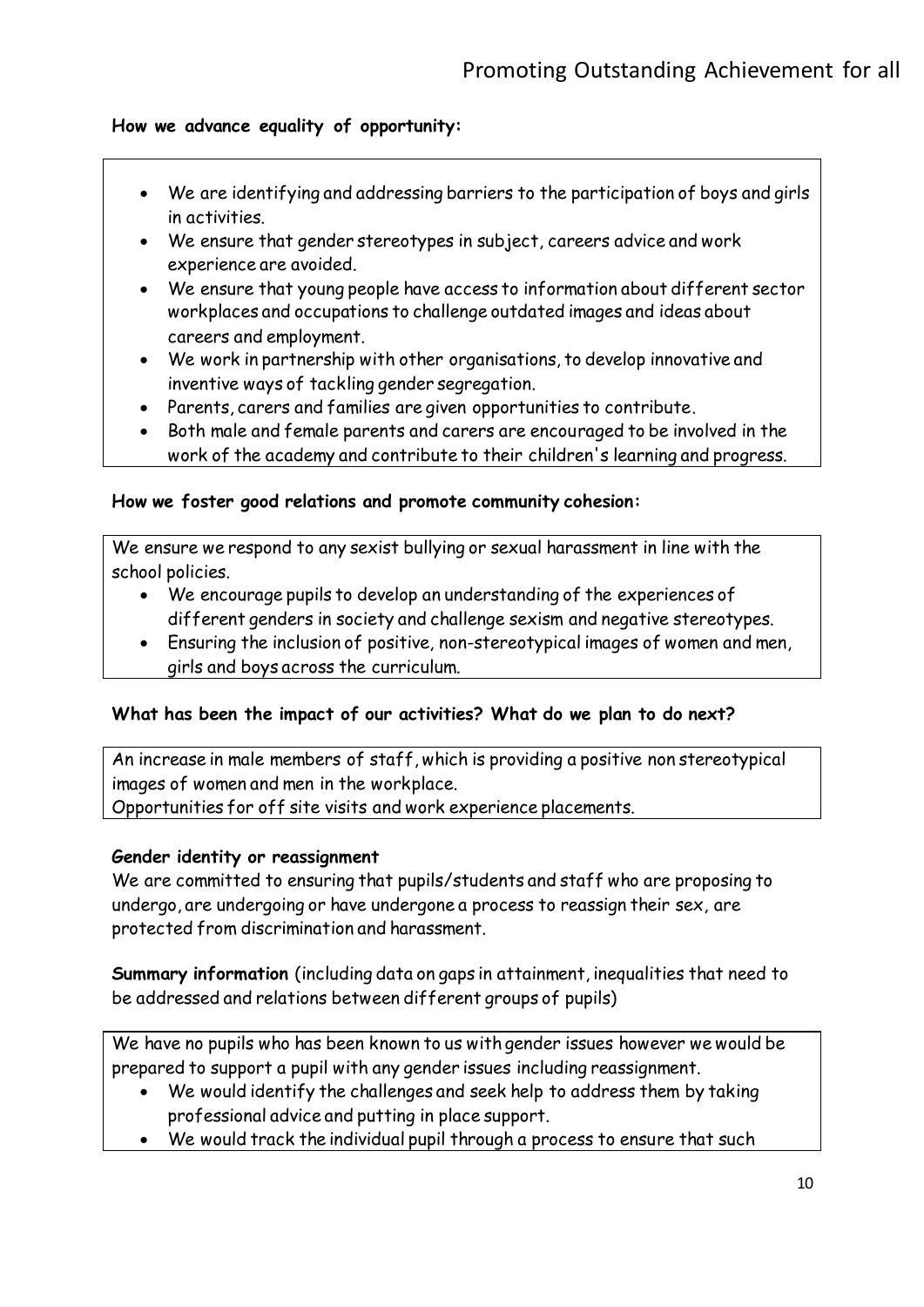**How we advance equality of opportunity:**

- We are identifying and addressing barriers to the participation of boys and girls in activities.
- We ensure that gender stereotypes in subject, careers advice and work experience are avoided.
- We ensure that young people have access to information about different sector workplaces and occupations to challenge outdated images and ideas about careers and employment.
- We work in partnership with other organisations, to develop innovative and inventive ways of tackling gender segregation.
- Parents, carers and families are given opportunities to contribute.
- Both male and female parents and carers are encouraged to be involved in the work of the academy and contribute to their children's learning and progress.

**How we foster good relations and promote community cohesion:**

We ensure we respond to any sexist bullying or sexual harassment in line with the school policies.

- We encourage pupils to develop an understanding of the experiences of different genders in society and challenge sexism and negative stereotypes.
- Ensuring the inclusion of positive, non-stereotypical images of women and men, girls and boys across the curriculum.

**What has been the impact of our activities? What do we plan to do next?**

An increase in male members of staff, which is providing a positive non stereotypical images of women and men in the workplace.
Opportunities for off site visits and work experience placements.

**Gender identity or reassignment**

We are committed to ensuring that pupils/students and staff who are proposing to undergo, are undergoing or have undergone a process to reassign their sex, are protected from discrimination and harassment.

**Summary information** (including data on gaps in attainment, inequalities that need to be addressed and relations between different groups of pupils)

We have no pupils who has been known to us with gender issues however we would be prepared to support a pupil with any gender issues including reassignment.

- We would identify the challenges and seek help to address them by taking professional advice and putting in place support.
- We would track the individual pupil through a process to ensure that such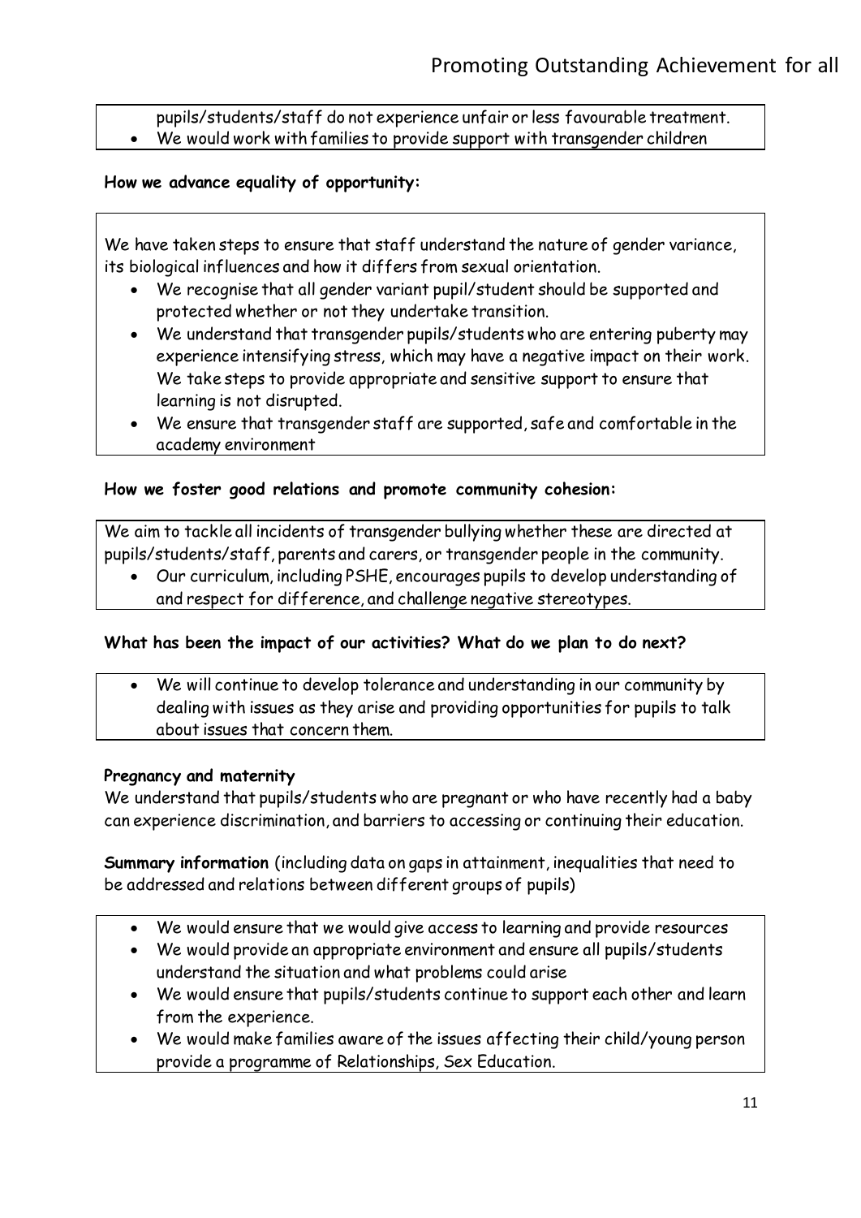pupils/students/staff do not experience unfair or less favourable treatment.

- We would work with families to provide support with transgender children

**How we advance equality of opportunity:**

We have taken steps to ensure that staff understand the nature of gender variance, its biological influences and how it differs from sexual orientation.

- We recognise that all gender variant pupil/student should be supported and protected whether or not they undertake transition.
- We understand that transgender pupils/students who are entering puberty may experience intensifying stress, which may have a negative impact on their work. We take steps to provide appropriate and sensitive support to ensure that learning is not disrupted.
- We ensure that transgender staff are supported, safe and comfortable in the academy environment

**How we foster good relations and promote community cohesion:**

We aim to tackle all incidents of transgender bullying whether these are directed at pupils/students/staff, parents and carers, or transgender people in the community.

- Our curriculum, including PSHE, encourages pupils to develop understanding of and respect for difference, and challenge negative stereotypes.

**What has been the impact of our activities? What do we plan to do next?**

- We will continue to develop tolerance and understanding in our community by dealing with issues as they arise and providing opportunities for pupils to talk about issues that concern them.

**Pregnancy and maternity**

We understand that pupils/students who are pregnant or who have recently had a baby can experience discrimination, and barriers to accessing or continuing their education.

**Summary information** (including data on gaps in attainment, inequalities that need to be addressed and relations between different groups of pupils)

- We would ensure that we would give access to learning and provide resources
- We would provide an appropriate environment and ensure all pupils/students understand the situation and what problems could arise
- We would ensure that pupils/students continue to support each other and learn from the experience.
- We would make families aware of the issues affecting their child/young person provide a programme of Relationships, Sex Education.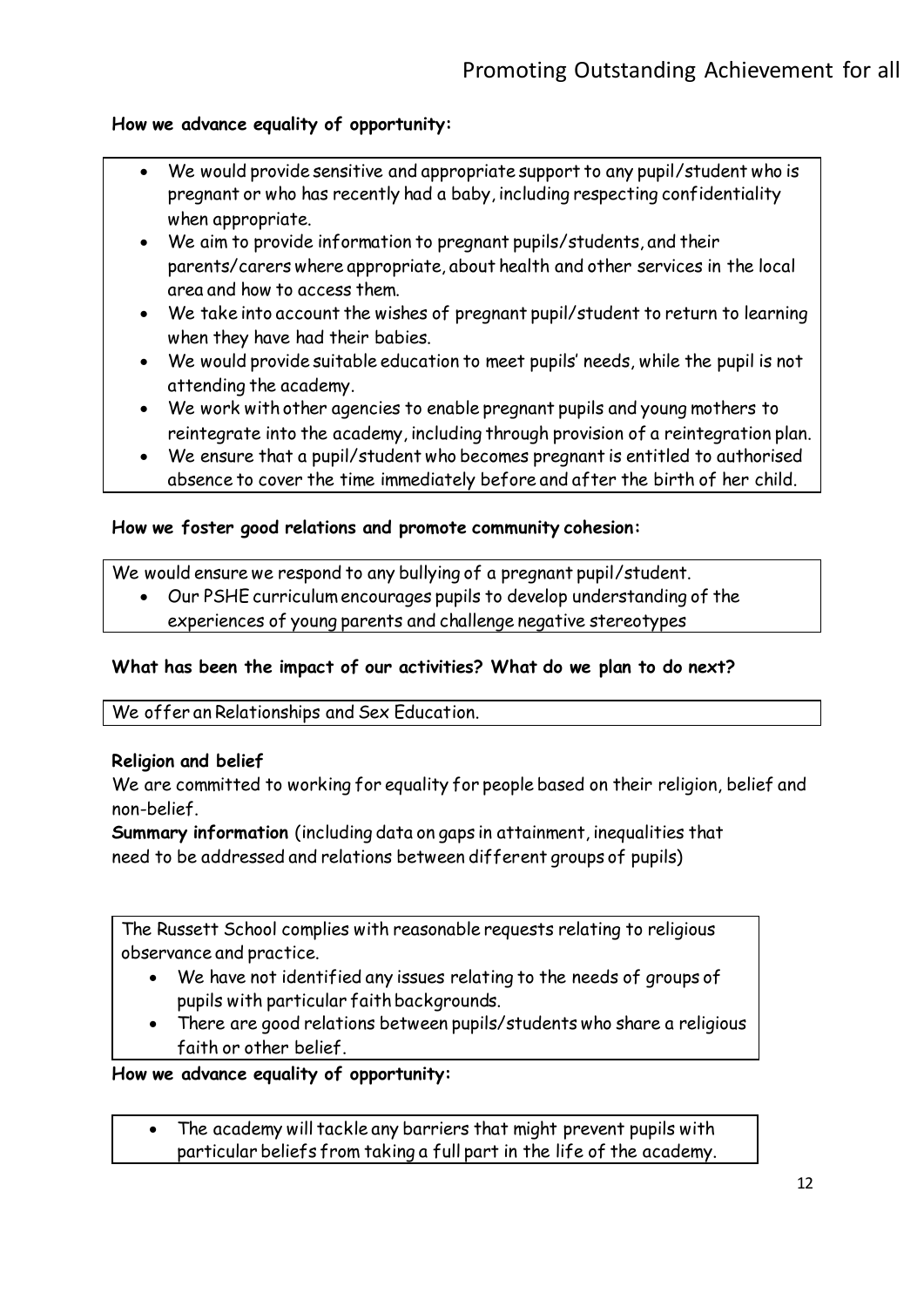**How we advance equality of opportunity:**

- We would provide sensitive and appropriate support to any pupil/student who is pregnant or who has recently had a baby, including respecting confidentiality when appropriate.
- We aim to provide information to pregnant pupils/students, and their parents/carers where appropriate, about health and other services in the local area and how to access them.
- We take into account the wishes of pregnant pupil/student to return to learning when they have had their babies.
- We would provide suitable education to meet pupils' needs, while the pupil is not attending the academy.
- We work with other agencies to enable pregnant pupils and young mothers to reintegrate into the academy, including through provision of a reintegration plan.
- We ensure that a pupil/student who becomes pregnant is entitled to authorised absence to cover the time immediately before and after the birth of her child.

**How we foster good relations and promote community cohesion:**

We would ensure we respond to any bullying of a pregnant pupil/student.

- Our PSHE curriculum encourages pupils to develop understanding of the experiences of young parents and challenge negative stereotypes

**What has been the impact of our activities? What do we plan to do next?**

We offer an Relationships and Sex Education.

**Religion and belief**

We are committed to working for equality for people based on their religion, belief and non-belief.

**Summary information** (including data on gaps in attainment, inequalities that need to be addressed and relations between different groups of pupils)

The Russett School complies with reasonable requests relating to religious observance and practice.

- We have not identified any issues relating to the needs of groups of pupils with particular faith backgrounds.
- There are good relations between pupils/students who share a religious faith or other belief.

**How we advance equality of opportunity:**

- The academy will tackle any barriers that might prevent pupils with particular beliefs from taking a full part in the life of the academy.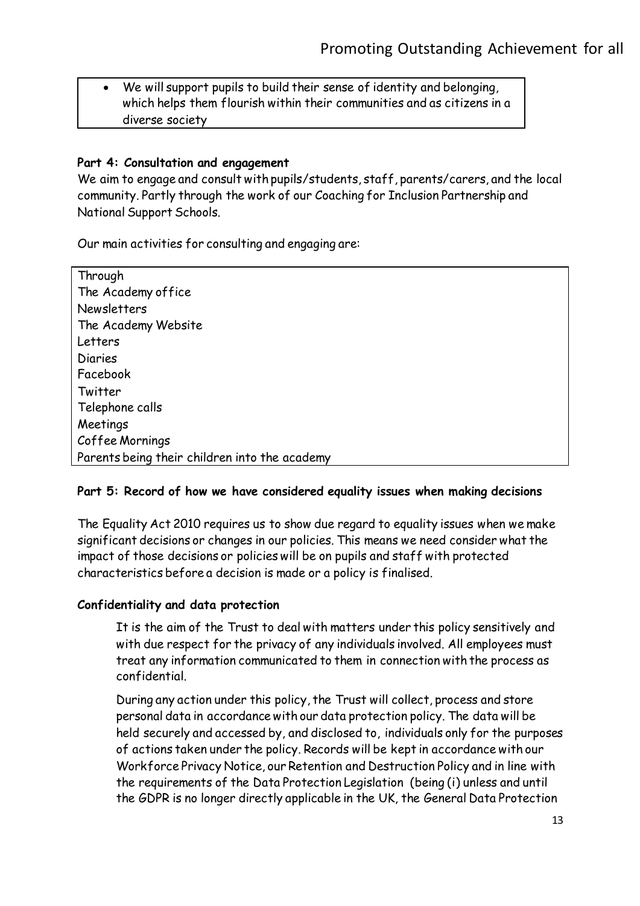- We will support pupils to build their sense of identity and belonging, which helps them flourish within their communities and as citizens in a diverse society

**Part 4: Consultation and engagement**

We aim to engage and consult with pupils/students, staff, parents/carers, and the local community. Partly through the work of our Coaching for Inclusion Partnership and National Support Schools.

Our main activities for consulting and engaging are:

| Through |
|---|
| The Academy office |
| Newsletters |
| The Academy Website |
| Letters |
| Diaries |
| Facebook |
| Twitter |
| Telephone calls |
| Meetings |
| Coffee Mornings |
| Parents being their children into the academy |

**Part 5: Record of how we have considered equality issues when making decisions**

The Equality Act 2010 requires us to show due regard to equality issues when we make significant decisions or changes in our policies. This means we need consider what the impact of those decisions or policies will be on pupils and staff with protected characteristics before a decision is made or a policy is finalised.

**Confidentiality and data protection**

It is the aim of the Trust to deal with matters under this policy sensitively and with due respect for the privacy of any individuals involved. All employees must treat any information communicated to them in connection with the process as confidential.

During any action under this policy, the Trust will collect, process and store personal data in accordance with our data protection policy. The data will be held securely and accessed by, and disclosed to, individuals only for the purposes of actions taken under the policy. Records will be kept in accordance with our Workforce Privacy Notice, our Retention and Destruction Policy and in line with the requirements of the Data Protection Legislation (being (i) unless and until the GDPR is no longer directly applicable in the UK, the General Data Protection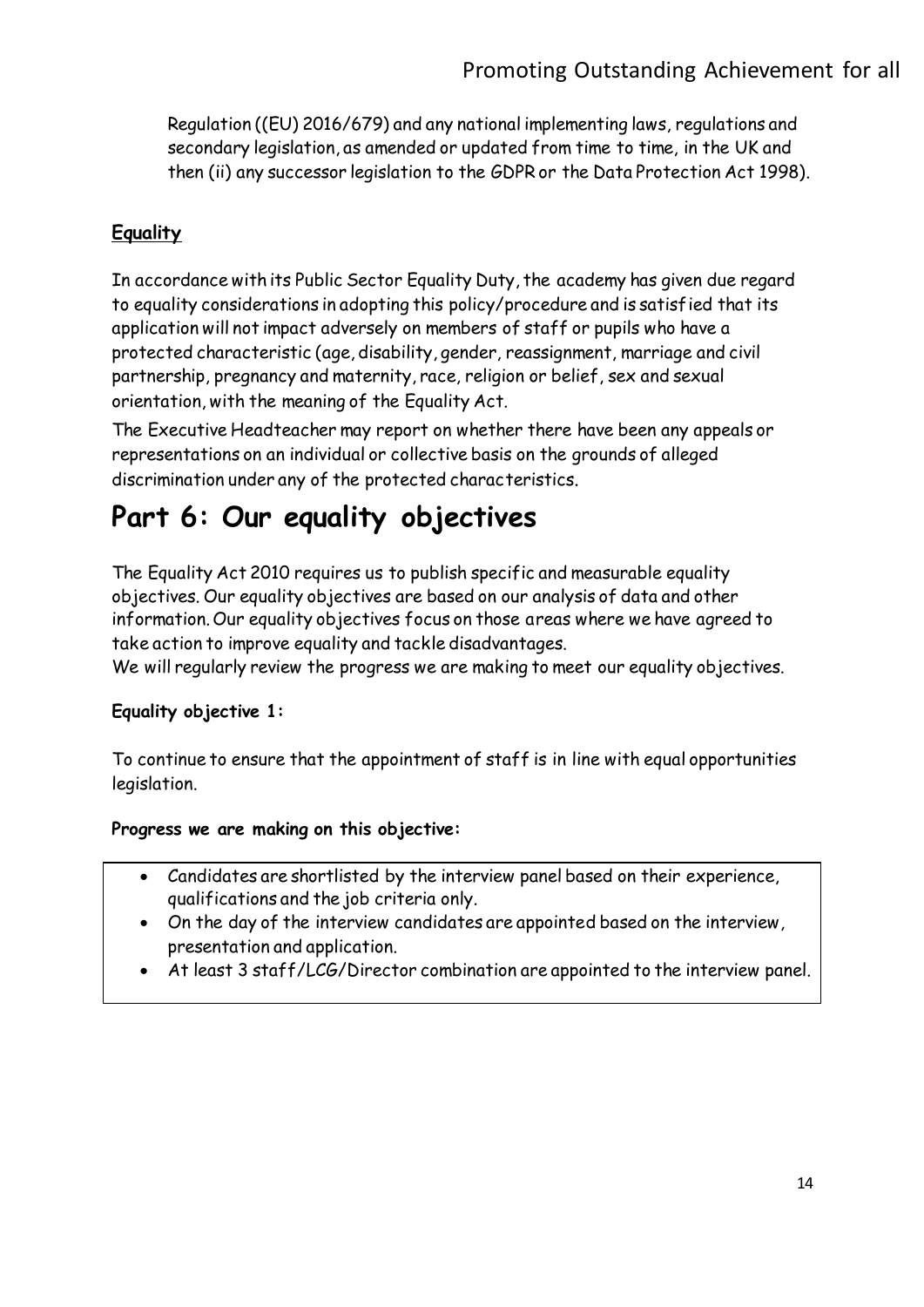Regulation ((EU) 2016/679) and any national implementing laws, regulations and secondary legislation, as amended or updated from time to time, in the UK and then (ii) any successor legislation to the GDPR or the Data Protection Act 1998).

### Equality

In accordance with its Public Sector Equality Duty, the academy has given due regard to equality considerations in adopting this policy/procedure and is satisfied that its application will not impact adversely on members of staff or pupils who have a protected characteristic (age, disability, gender, reassignment, marriage and civil partnership, pregnancy and maternity, race, religion or belief, sex and sexual orientation, with the meaning of the Equality Act.

The Executive Headteacher may report on whether there have been any appeals or representations on an individual or collective basis on the grounds of alleged discrimination under any of the protected characteristics.

# Part 6: Our equality objectives

The Equality Act 2010 requires us to publish specific and measurable equality objectives. Our equality objectives are based on our analysis of data and other information. Our equality objectives focus on those areas where we have agreed to take action to improve equality and tackle disadvantages.
We will regularly review the progress we are making to meet our equality objectives.

**Equality objective 1:**

To continue to ensure that the appointment of staff is in line with equal opportunities legislation.

**Progress we are making on this objective:**

- Candidates are shortlisted by the interview panel based on their experience, qualifications and the job criteria only.
- On the day of the interview candidates are appointed based on the interview, presentation and application.
- At least 3 staff/LCG/Director combination are appointed to the interview panel.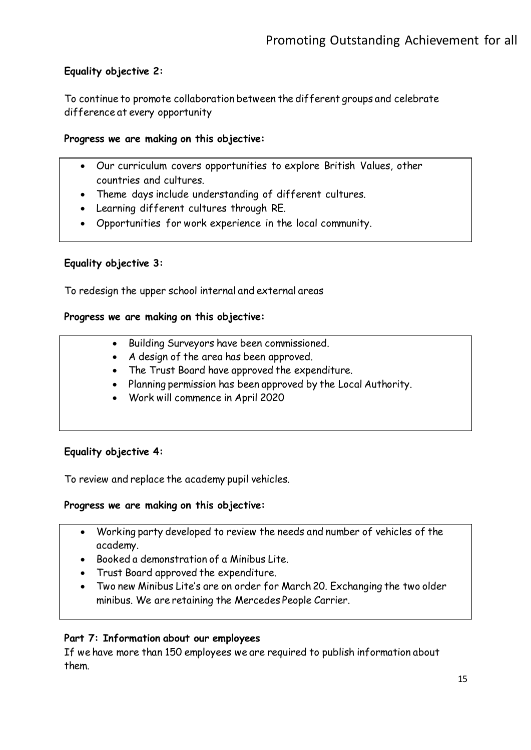**Equality objective 2:**

To continue to promote collaboration between the different groups and celebrate difference at every opportunity

**Progress we are making on this objective:**

- Our curriculum covers opportunities to explore British Values, other countries and cultures.
- Theme days include understanding of different cultures.
- Learning different cultures through RE.
- Opportunities for work experience in the local community.

**Equality objective 3:**

To redesign the upper school internal and external areas

**Progress we are making on this objective:**

- Building Surveyors have been commissioned.
- A design of the area has been approved.
- The Trust Board have approved the expenditure.
- Planning permission has been approved by the Local Authority.
- Work will commence in April 2020

**Equality objective 4:**

To review and replace the academy pupil vehicles.

**Progress we are making on this objective:**

- Working party developed to review the needs and number of vehicles of the academy.
- Booked a demonstration of a Minibus Lite.
- Trust Board approved the expenditure.
- Two new Minibus Lite's are on order for March 20. Exchanging the two older minibus. We are retaining the Mercedes People Carrier.

**Part 7: Information about our employees**

If we have more than 150 employees we are required to publish information about them.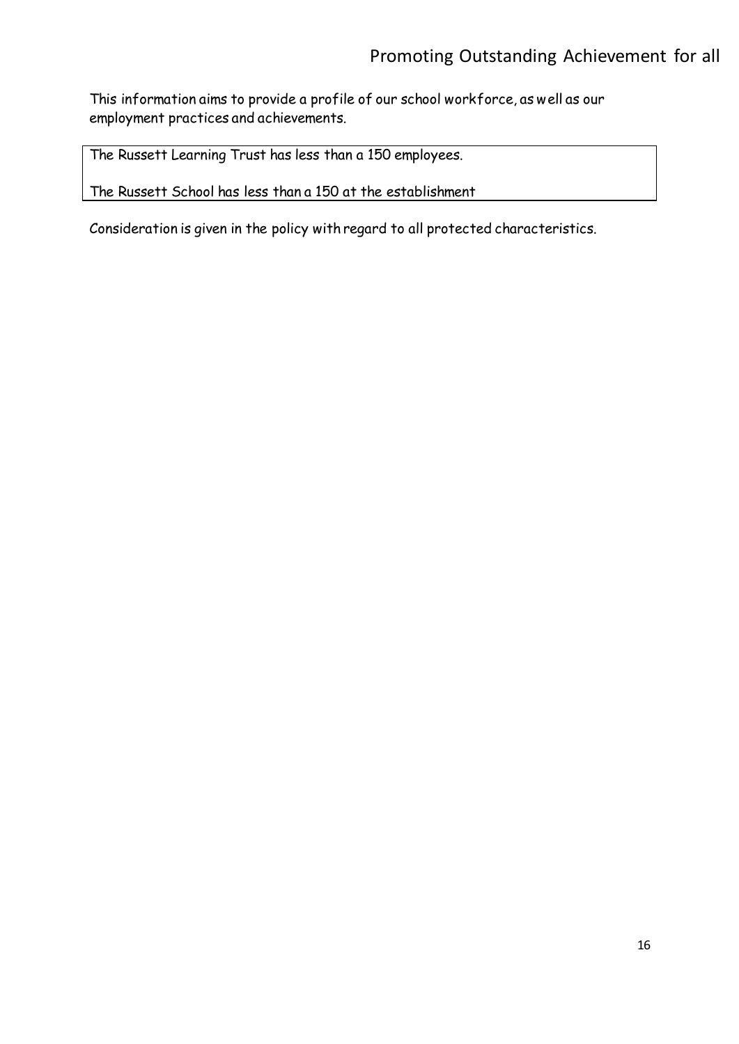This information aims to provide a profile of our school workforce, as well as our employment practices and achievements.

| |
|---|
| The Russett Learning Trust has less than a 150 employees.<br><br>The Russett School has less than a 150 at the establishment |

Consideration is given in the policy with regard to all protected characteristics.